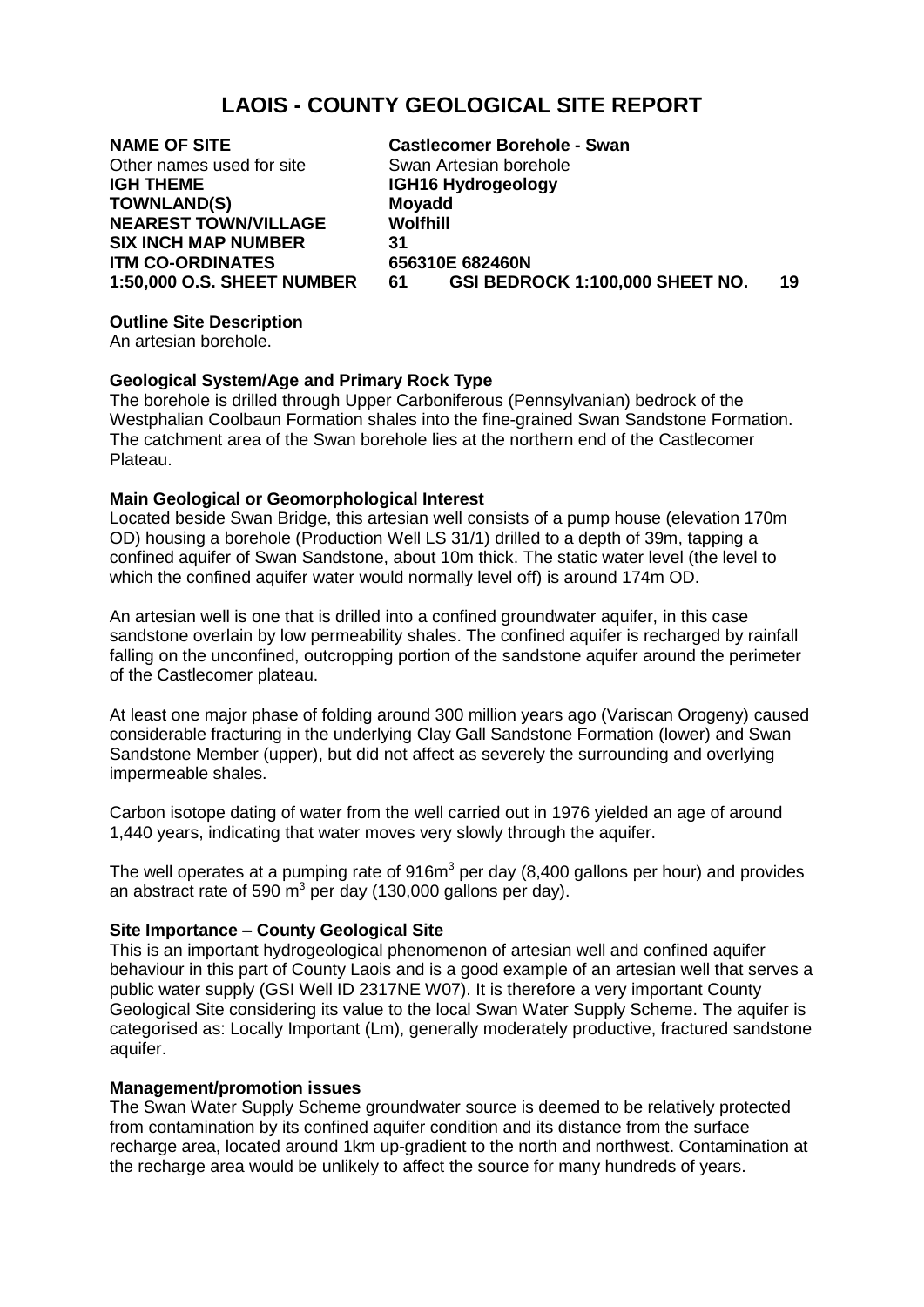# LAOIS - COUNTY GEOLOGICAL SITE REPORT

| | |
|---|---|
| **NAME OF SITE** | **Castlecomer Borehole - Swan** |
| Other names used for site | Swan Artesian borehole |
| **IGH THEME** | **IGH16 Hydrogeology** |
| **TOWNLAND(S)** | **Moyadd** |
| **NEAREST TOWN/VILLAGE** | **Wolfhill** |
| **SIX INCH MAP NUMBER** | **31** |
| **ITM CO-ORDINATES** | **656310E 682460N** |
| **1:50,000 O.S. SHEET NUMBER** | **61 GSI BEDROCK 1:100,000 SHEET NO. 19** |

**Outline Site Description**
An artesian borehole.

**Geological System/Age and Primary Rock Type**
The borehole is drilled through Upper Carboniferous (Pennsylvanian) bedrock of the Westphalian Coolbaun Formation shales into the fine-grained Swan Sandstone Formation. The catchment area of the Swan borehole lies at the northern end of the Castlecomer Plateau.

**Main Geological or Geomorphological Interest**
Located beside Swan Bridge, this artesian well consists of a pump house (elevation 170m OD) housing a borehole (Production Well LS 31/1) drilled to a depth of 39m, tapping a confined aquifer of Swan Sandstone, about 10m thick. The static water level (the level to which the confined aquifer water would normally level off) is around 174m OD.

An artesian well is one that is drilled into a confined groundwater aquifer, in this case sandstone overlain by low permeability shales. The confined aquifer is recharged by rainfall falling on the unconfined, outcropping portion of the sandstone aquifer around the perimeter of the Castlecomer plateau.

At least one major phase of folding around 300 million years ago (Variscan Orogeny) caused considerable fracturing in the underlying Clay Gall Sandstone Formation (lower) and Swan Sandstone Member (upper), but did not affect as severely the surrounding and overlying impermeable shales.

Carbon isotope dating of water from the well carried out in 1976 yielded an age of around 1,440 years, indicating that water moves very slowly through the aquifer.

The well operates at a pumping rate of 916m$^3$ per day (8,400 gallons per hour) and provides an abstract rate of 590 m$^3$ per day (130,000 gallons per day).

**Site Importance – County Geological Site**
This is an important hydrogeological phenomenon of artesian well and confined aquifer behaviour in this part of County Laois and is a good example of an artesian well that serves a public water supply (GSI Well ID 2317NE W07). It is therefore a very important County Geological Site considering its value to the local Swan Water Supply Scheme. The aquifer is categorised as: Locally Important (Lm), generally moderately productive, fractured sandstone aquifer.

**Management/promotion issues**
The Swan Water Supply Scheme groundwater source is deemed to be relatively protected from contamination by its confined aquifer condition and its distance from the surface recharge area, located around 1km up-gradient to the north and northwest. Contamination at the recharge area would be unlikely to affect the source for many hundreds of years.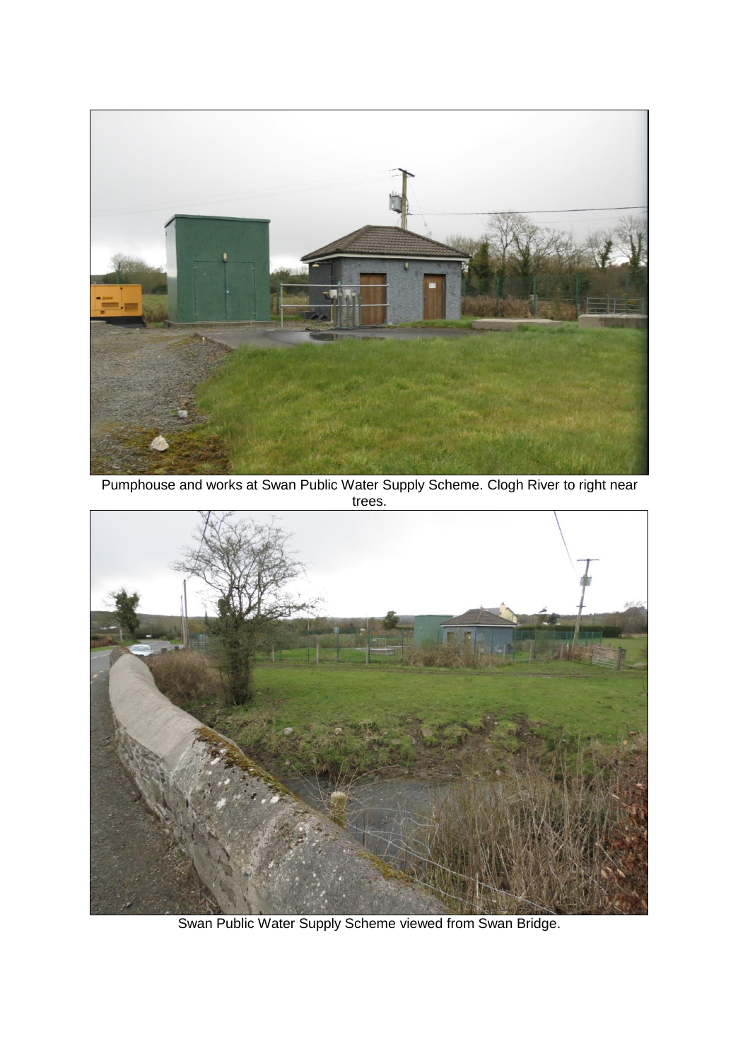Pumphouse and works at Swan Public Water Supply Scheme. Clogh River to right near trees.

Swan Public Water Supply Scheme viewed from Swan Bridge.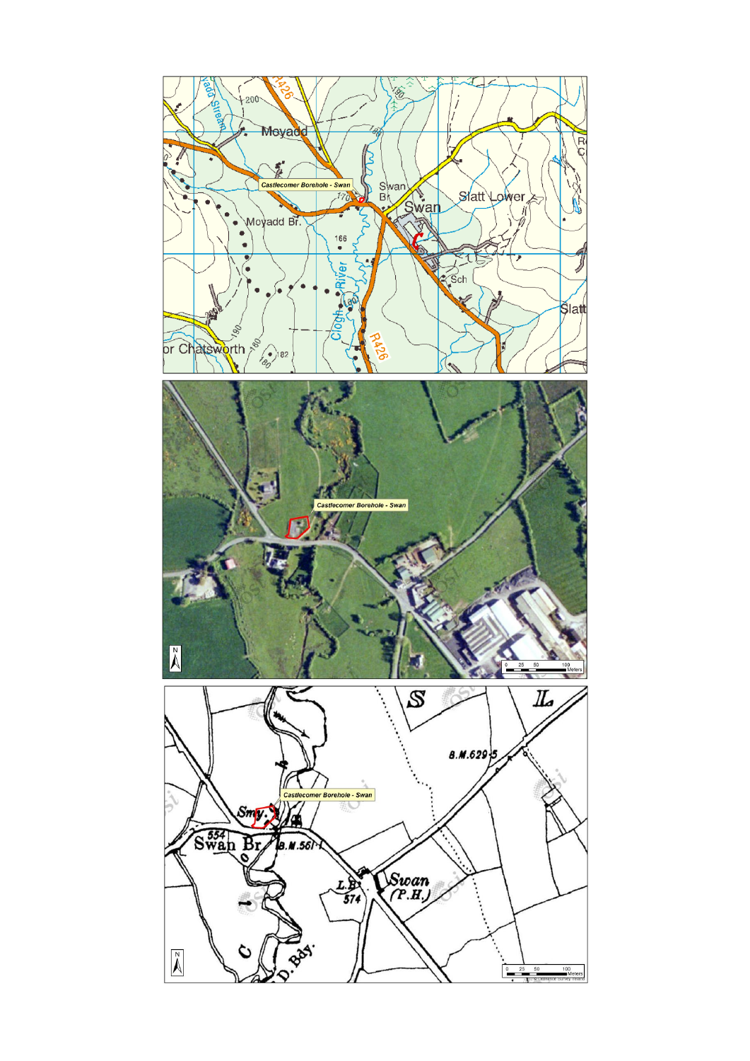R426

oadd Stream

200

Moyadd

180

190

Castlecomer Borehole - Swan

170

Swan Br

Swan

Slatt Lower

R C

Moyadd Br.

166

Clogh River

160

Sch

Slatt

200

190

180

or Chatsworth

180

182

180

R426

Castlecomer Borehole - Swan

N

0 25 50 100 Meters

S

L

B.M.629·5

Castlecomer Borehole - Swan

Smy.

554

Swan Br

B.M.561·1

L.B

574

Swan (P.H.)

C

D. Bdy.

N

0 25 50 100 Meters

© Ordnance Survey Ireland